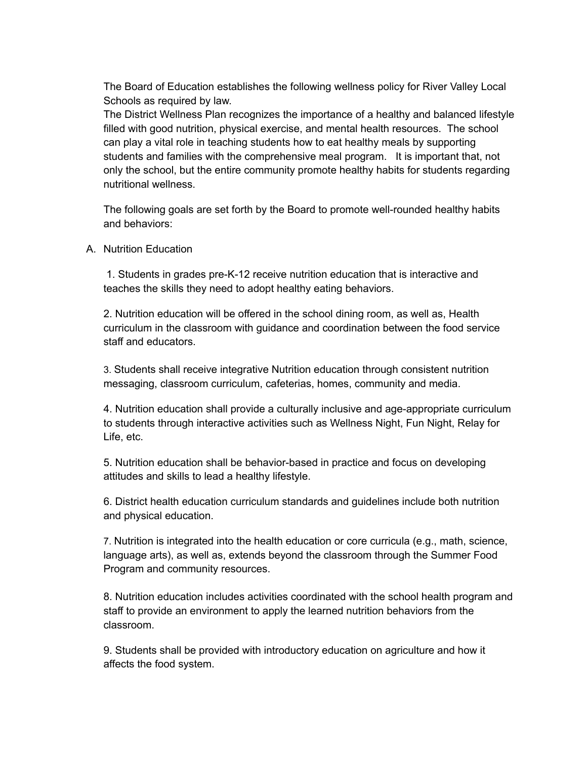The Board of Education establishes the following wellness policy for River Valley Local Schools as required by law.

The District Wellness Plan recognizes the importance of a healthy and balanced lifestyle filled with good nutrition, physical exercise, and mental health resources. The school can play a vital role in teaching students how to eat healthy meals by supporting students and families with the comprehensive meal program. It is important that, not only the school, but the entire community promote healthy habits for students regarding nutritional wellness.

The following goals are set forth by the Board to promote well-rounded healthy habits and behaviors:

A. Nutrition Education

1. Students in grades pre-K-12 receive nutrition education that is interactive and teaches the skills they need to adopt healthy eating behaviors.

2. Nutrition education will be offered in the school dining room, as well as, Health curriculum in the classroom with guidance and coordination between the food service staff and educators.

3. Students shall receive integrative Nutrition education through consistent nutrition messaging, classroom curriculum, cafeterias, homes, community and media.

4. Nutrition education shall provide a culturally inclusive and age-appropriate curriculum to students through interactive activities such as Wellness Night, Fun Night, Relay for Life, etc.

5. Nutrition education shall be behavior-based in practice and focus on developing attitudes and skills to lead a healthy lifestyle.

6. District health education curriculum standards and guidelines include both nutrition and physical education.

7. Nutrition is integrated into the health education or core curricula (e.g., math, science, language arts), as well as, extends beyond the classroom through the Summer Food Program and community resources.

8. Nutrition education includes activities coordinated with the school health program and staff to provide an environment to apply the learned nutrition behaviors from the classroom.

9. Students shall be provided with introductory education on agriculture and how it affects the food system.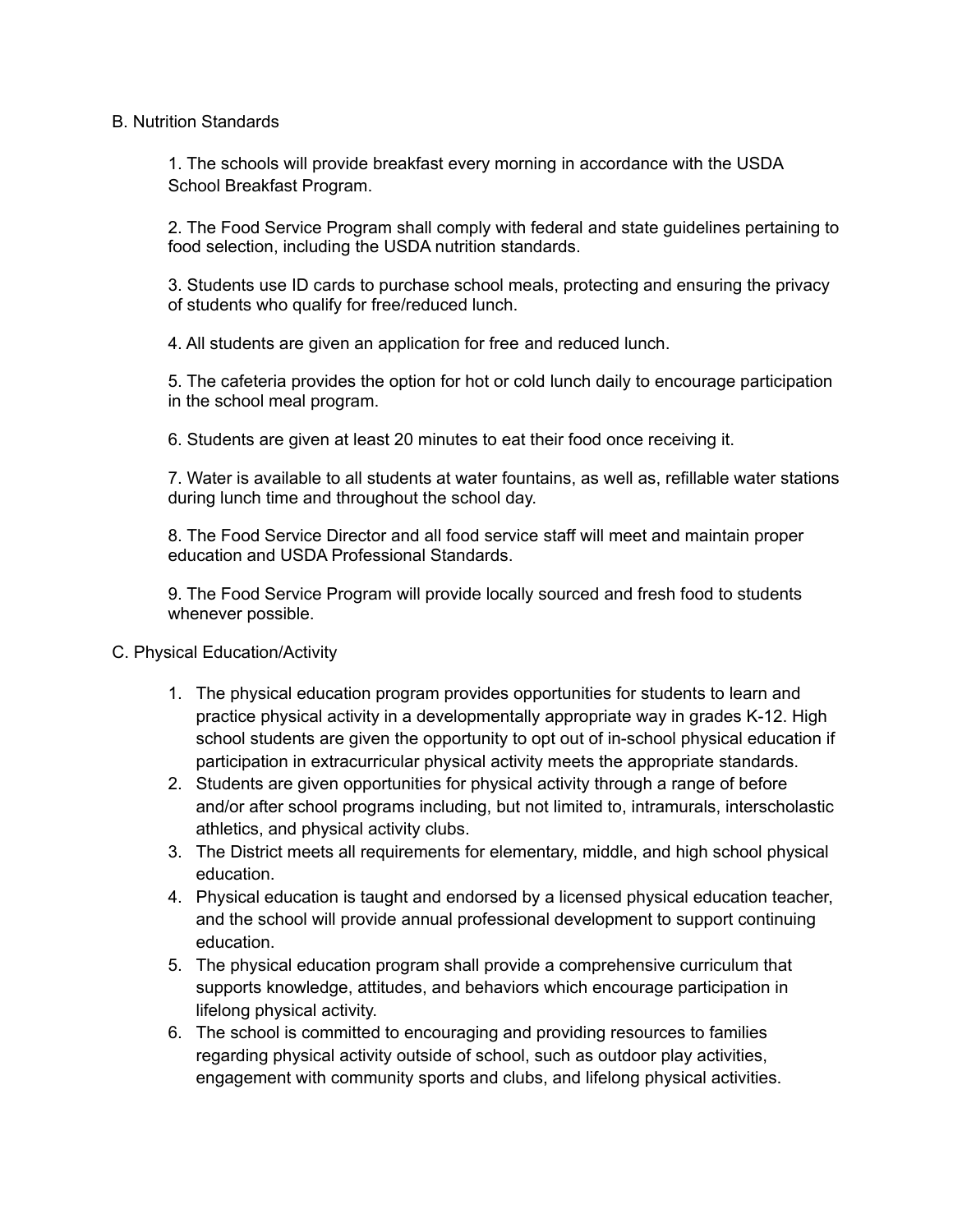B. Nutrition Standards

1. The schools will provide breakfast every morning in accordance with the USDA School Breakfast Program.

2. The Food Service Program shall comply with federal and state guidelines pertaining to food selection, including the USDA nutrition standards.

3. Students use ID cards to purchase school meals, protecting and ensuring the privacy of students who qualify for free/reduced lunch.

4. All students are given an application for free and reduced lunch.

5. The cafeteria provides the option for hot or cold lunch daily to encourage participation in the school meal program.

6. Students are given at least 20 minutes to eat their food once receiving it.

7. Water is available to all students at water fountains, as well as, refillable water stations during lunch time and throughout the school day.

8. The Food Service Director and all food service staff will meet and maintain proper education and USDA Professional Standards.

9. The Food Service Program will provide locally sourced and fresh food to students whenever possible.

C. Physical Education/Activity

1. The physical education program provides opportunities for students to learn and practice physical activity in a developmentally appropriate way in grades K-12. High school students are given the opportunity to opt out of in-school physical education if participation in extracurricular physical activity meets the appropriate standards.
2. Students are given opportunities for physical activity through a range of before and/or after school programs including, but not limited to, intramurals, interscholastic athletics, and physical activity clubs.
3. The District meets all requirements for elementary, middle, and high school physical education.
4. Physical education is taught and endorsed by a licensed physical education teacher, and the school will provide annual professional development to support continuing education.
5. The physical education program shall provide a comprehensive curriculum that supports knowledge, attitudes, and behaviors which encourage participation in lifelong physical activity.
6. The school is committed to encouraging and providing resources to families regarding physical activity outside of school, such as outdoor play activities, engagement with community sports and clubs, and lifelong physical activities.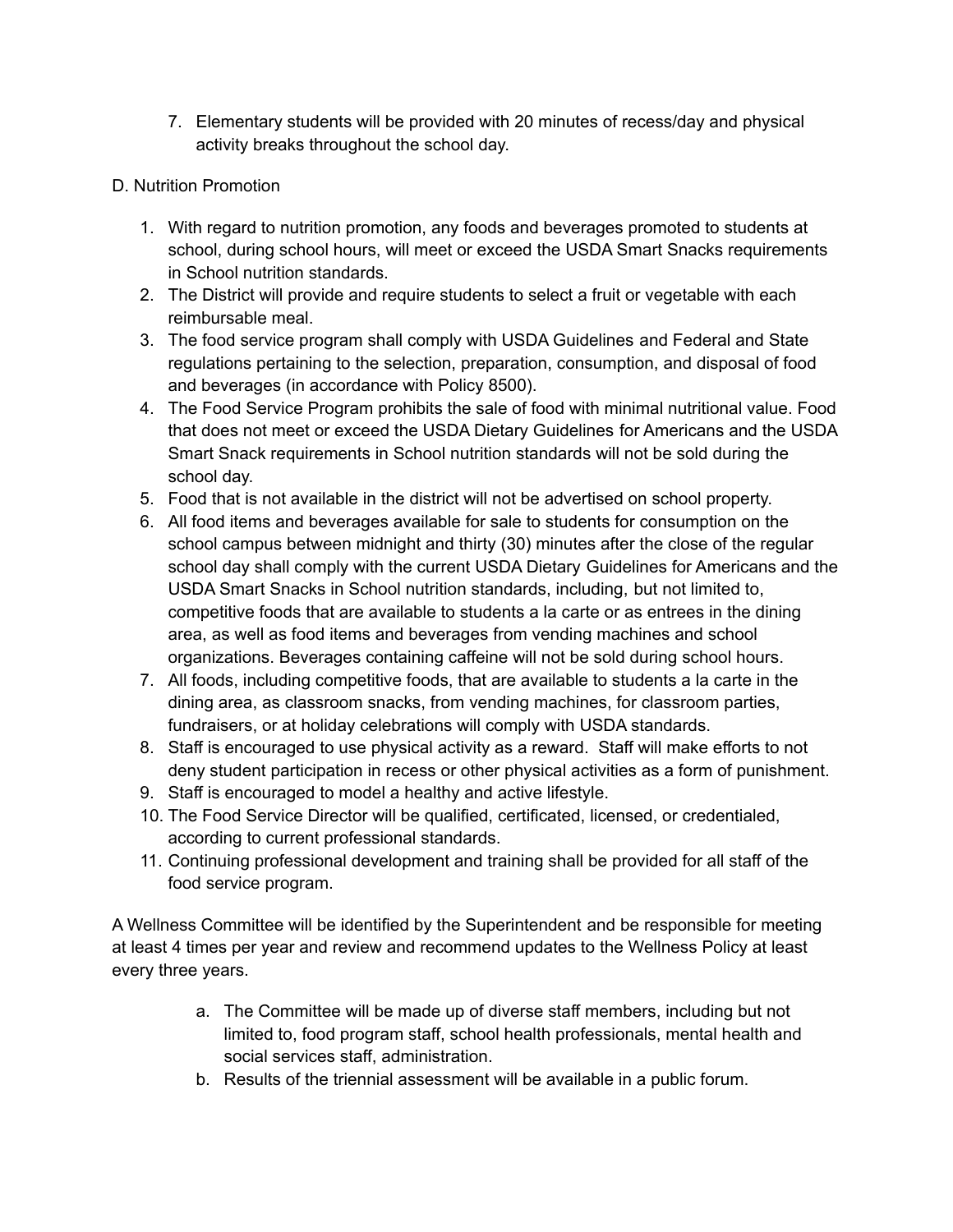7. Elementary students will be provided with 20 minutes of recess/day and physical activity breaks throughout the school day.

D. Nutrition Promotion

1. With regard to nutrition promotion, any foods and beverages promoted to students at school, during school hours, will meet or exceed the USDA Smart Snacks requirements in School nutrition standards.
2. The District will provide and require students to select a fruit or vegetable with each reimbursable meal.
3. The food service program shall comply with USDA Guidelines and Federal and State regulations pertaining to the selection, preparation, consumption, and disposal of food and beverages (in accordance with Policy 8500).
4. The Food Service Program prohibits the sale of food with minimal nutritional value. Food that does not meet or exceed the USDA Dietary Guidelines for Americans and the USDA Smart Snack requirements in School nutrition standards will not be sold during the school day.
5. Food that is not available in the district will not be advertised on school property.
6. All food items and beverages available for sale to students for consumption on the school campus between midnight and thirty (30) minutes after the close of the regular school day shall comply with the current USDA Dietary Guidelines for Americans and the USDA Smart Snacks in School nutrition standards, including, but not limited to, competitive foods that are available to students a la carte or as entrees in the dining area, as well as food items and beverages from vending machines and school organizations. Beverages containing caffeine will not be sold during school hours.
7. All foods, including competitive foods, that are available to students a la carte in the dining area, as classroom snacks, from vending machines, for classroom parties, fundraisers, or at holiday celebrations will comply with USDA standards.
8. Staff is encouraged to use physical activity as a reward. Staff will make efforts to not deny student participation in recess or other physical activities as a form of punishment.
9. Staff is encouraged to model a healthy and active lifestyle.
10. The Food Service Director will be qualified, certificated, licensed, or credentialed, according to current professional standards.
11. Continuing professional development and training shall be provided for all staff of the food service program.

A Wellness Committee will be identified by the Superintendent and be responsible for meeting at least 4 times per year and review and recommend updates to the Wellness Policy at least every three years.

a. The Committee will be made up of diverse staff members, including but not limited to, food program staff, school health professionals, mental health and social services staff, administration.
b. Results of the triennial assessment will be available in a public forum.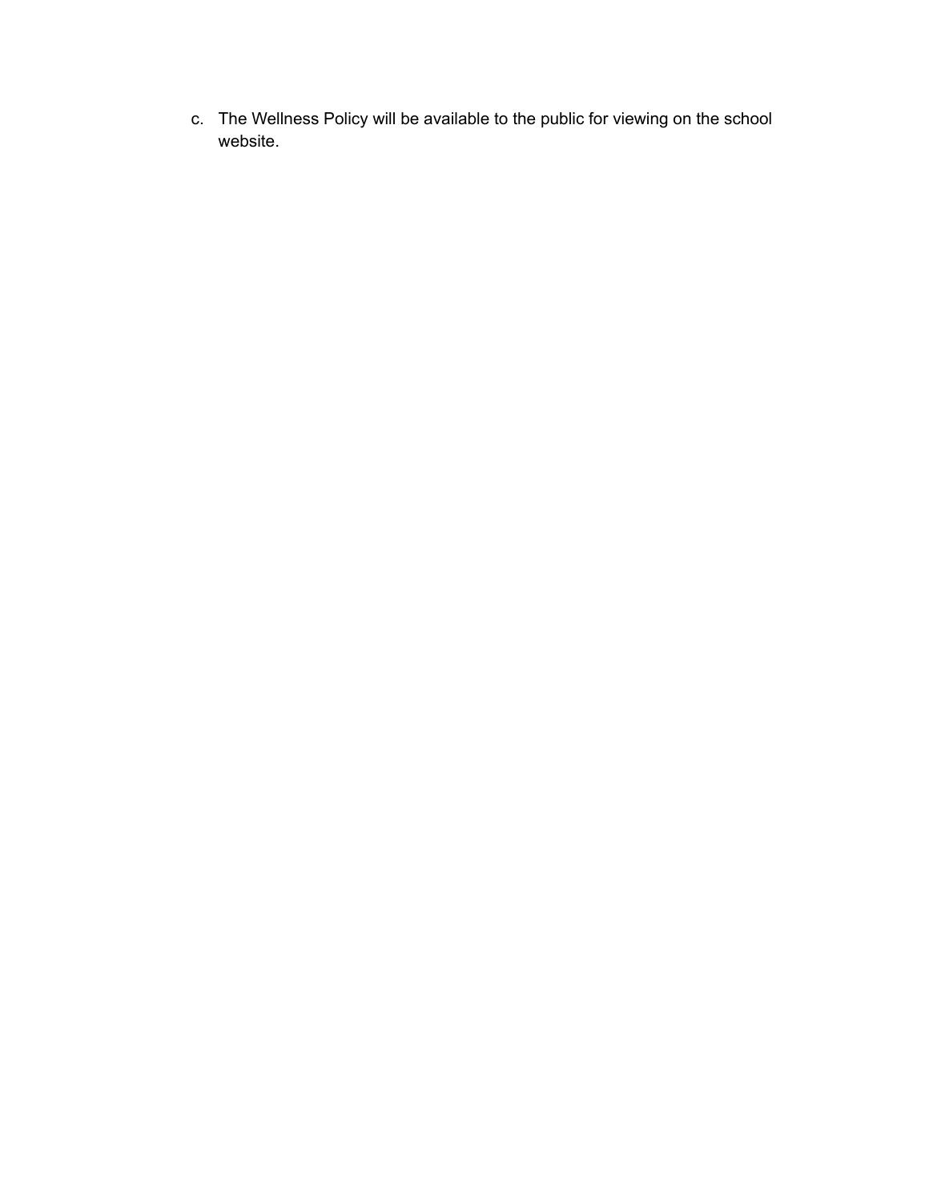c. The Wellness Policy will be available to the public for viewing on the school website.